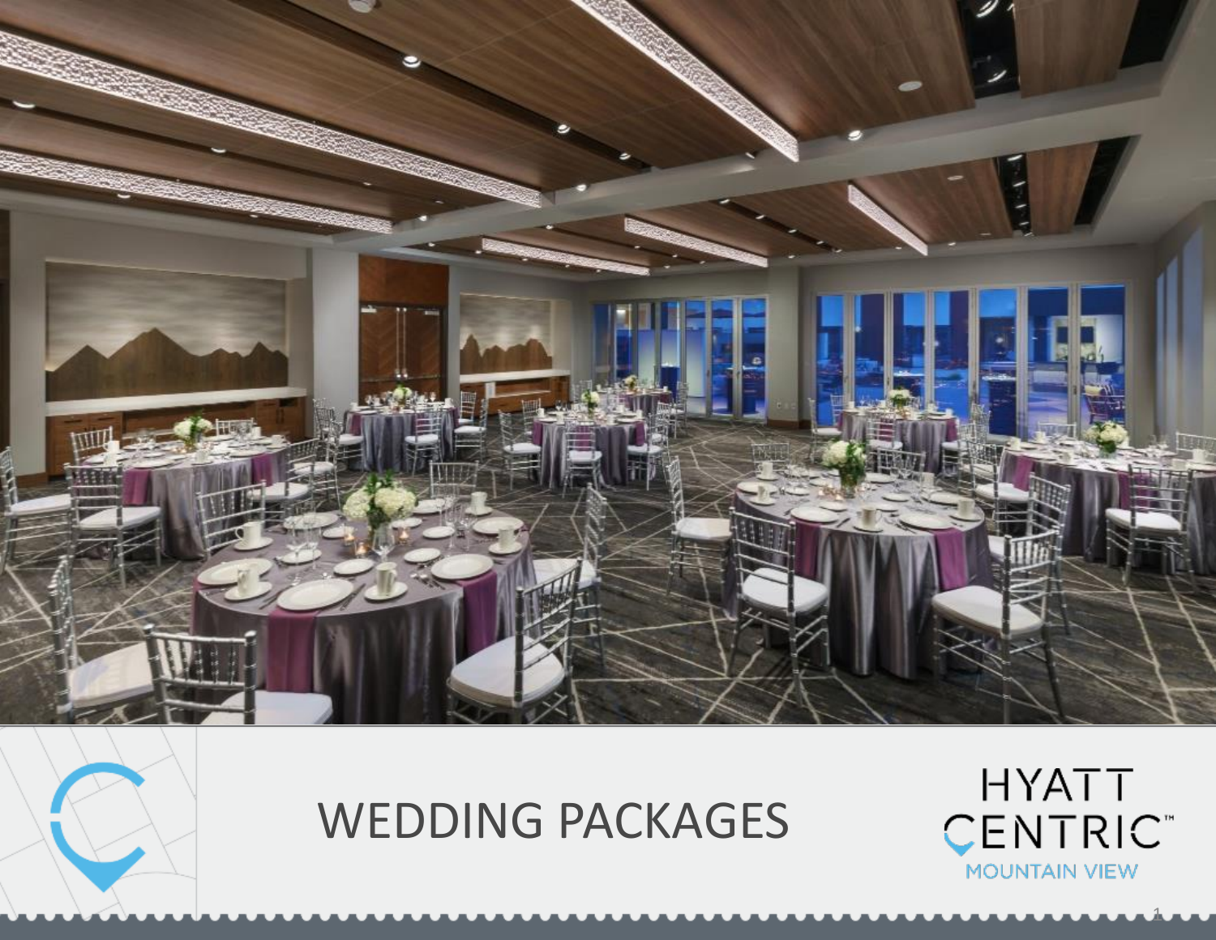# WEDDING PACKAGES

HYATT CENTRIC™
MOUNTAIN VIEW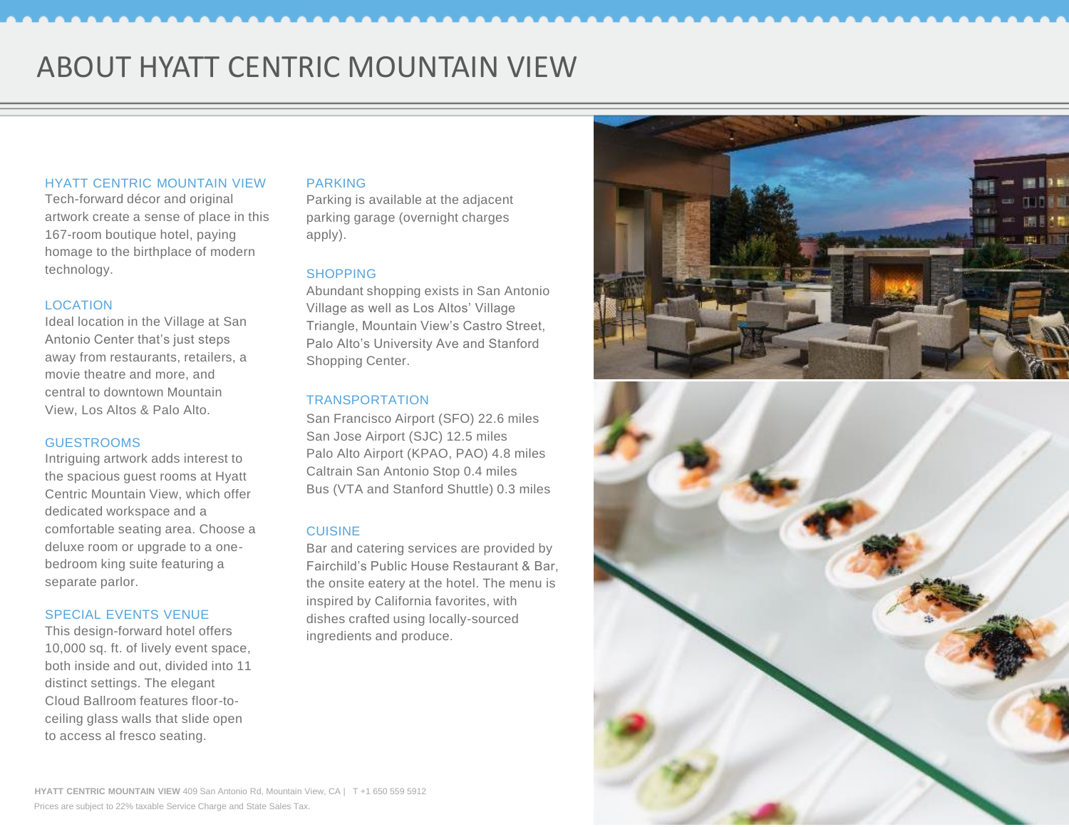# ABOUT HYATT CENTRIC MOUNTAIN VIEW

## HYATT CENTRIC MOUNTAIN VIEW

Tech-forward décor and original artwork create a sense of place in this 167-room boutique hotel, paying homage to the birthplace of modern technology.

## LOCATION

Ideal location in the Village at San Antonio Center that's just steps away from restaurants, retailers, a movie theatre and more, and central to downtown Mountain View, Los Altos & Palo Alto.

## GUESTROOMS

Intriguing artwork adds interest to the spacious guest rooms at Hyatt Centric Mountain View, which offer dedicated workspace and a comfortable seating area. Choose a deluxe room or upgrade to a one-bedroom king suite featuring a separate parlor.

## SPECIAL EVENTS VENUE

This design-forward hotel offers 10,000 sq. ft. of lively event space, both inside and out, divided into 11 distinct settings. The elegant Cloud Ballroom features floor-to-ceiling glass walls that slide open to access al fresco seating.

## PARKING

Parking is available at the adjacent parking garage (overnight charges apply).

## SHOPPING

Abundant shopping exists in San Antonio Village as well as Los Altos' Village Triangle, Mountain View's Castro Street, Palo Alto's University Ave and Stanford Shopping Center.

## TRANSPORTATION

San Francisco Airport (SFO) 22.6 miles
San Jose Airport (SJC) 12.5 miles
Palo Alto Airport (KPAO, PAO) 4.8 miles
Caltrain San Antonio Stop 0.4 miles
Bus (VTA and Stanford Shuttle) 0.3 miles

## CUISINE

Bar and catering services are provided by Fairchild's Public House Restaurant & Bar, the onsite eatery at the hotel. The menu is inspired by California favorites, with dishes crafted using locally-sourced ingredients and produce.

**HYATT CENTRIC MOUNTAIN VIEW** 409 San Antonio Rd, Mountain View, CA | T +1 650 559 5912
Prices are subject to 22% taxable Service Charge and State Sales Tax.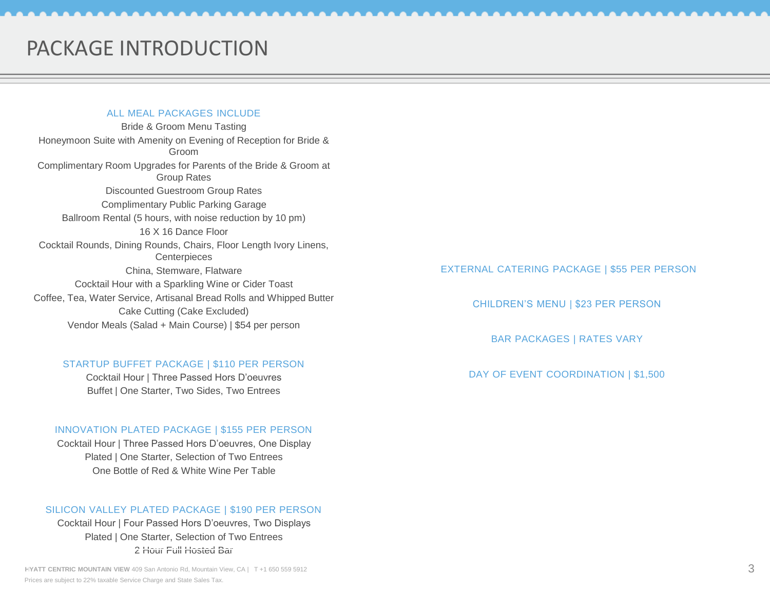# PACKAGE INTRODUCTION

### ALL MEAL PACKAGES INCLUDE

Bride & Groom Menu Tasting

Honeymoon Suite with Amenity on Evening of Reception for Bride & Groom

Complimentary Room Upgrades for Parents of the Bride & Groom at Group Rates

Discounted Guestroom Group Rates

Complimentary Public Parking Garage

Ballroom Rental (5 hours, with noise reduction by 10 pm)

16 X 16 Dance Floor

Cocktail Rounds, Dining Rounds, Chairs, Floor Length Ivory Linens, Centerpieces

China, Stemware, Flatware

Cocktail Hour with a Sparkling Wine or Cider Toast

Coffee, Tea, Water Service, Artisanal Bread Rolls and Whipped Butter

Cake Cutting (Cake Excluded)

Vendor Meals (Salad + Main Course) | $54 per person

### STARTUP BUFFET PACKAGE | $110 PER PERSON

Cocktail Hour | Three Passed Hors D'oeuvres

Buffet | One Starter, Two Sides, Two Entrees

### INNOVATION PLATED PACKAGE | $155 PER PERSON

Cocktail Hour | Three Passed Hors D'oeuvres, One Display

Plated | One Starter, Selection of Two Entrees

One Bottle of Red & White Wine Per Table

### SILICON VALLEY PLATED PACKAGE | $190 PER PERSON

Cocktail Hour | Four Passed Hors D'oeuvres, Two Displays

Plated | One Starter, Selection of Two Entrees

2 Hour Full Hosted Bar

### EXTERNAL CATERING PACKAGE | $55 PER PERSON

### CHILDREN'S MENU | $23 PER PERSON

### BAR PACKAGES | RATES VARY

### DAY OF EVENT COORDINATION | $1,500

**HYATT CENTRIC MOUNTAIN VIEW** 409 San Antonio Rd, Mountain View, CA | T +1 650 559 5912

Prices are subject to 22% taxable Service Charge and State Sales Tax.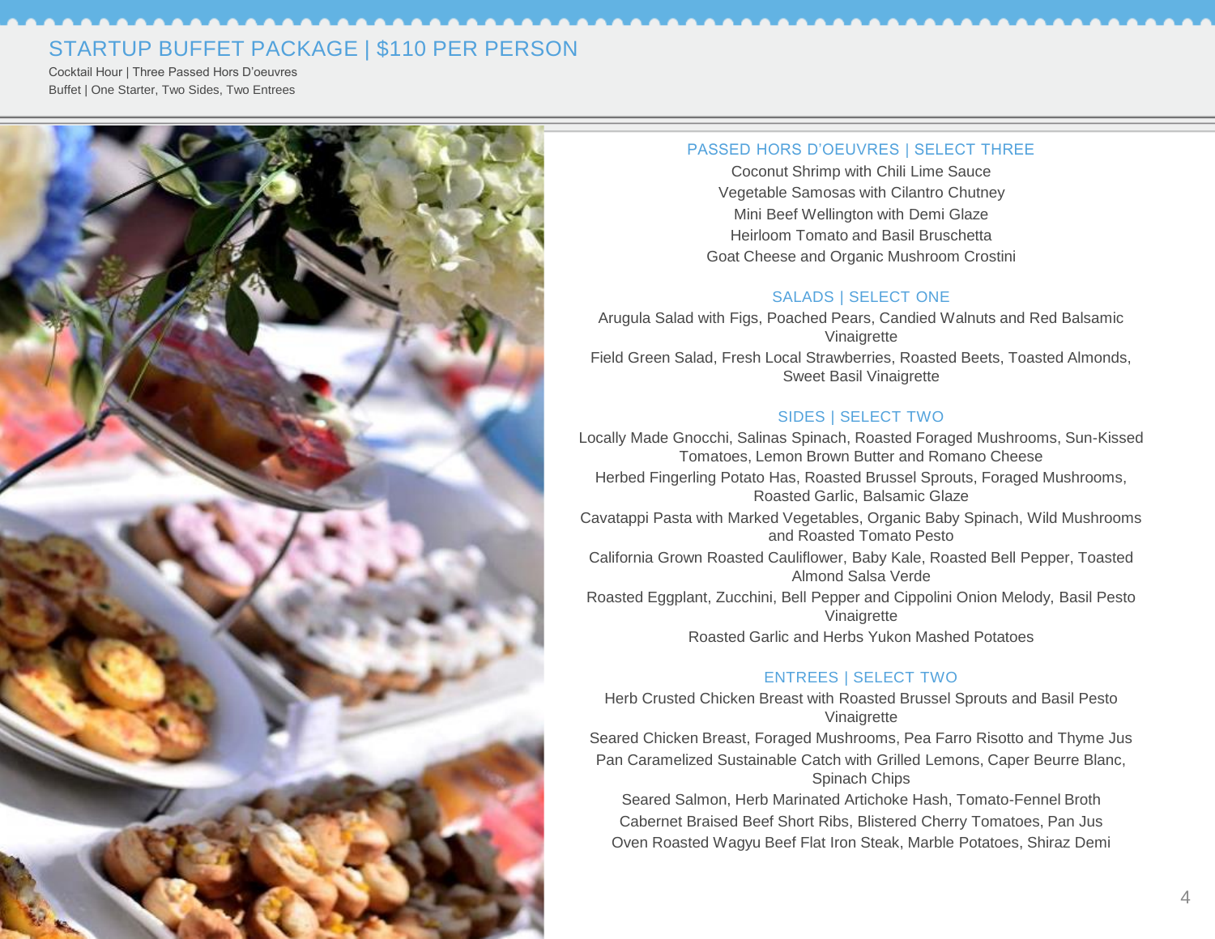# STARTUP BUFFET PACKAGE | $110 PER PERSON

Cocktail Hour | Three Passed Hors D'oeuvres
Buffet | One Starter, Two Sides, Two Entrees

## PASSED HORS D'OEUVRES | SELECT THREE

Coconut Shrimp with Chili Lime Sauce
Vegetable Samosas with Cilantro Chutney
Mini Beef Wellington with Demi Glaze
Heirloom Tomato and Basil Bruschetta
Goat Cheese and Organic Mushroom Crostini

## SALADS | SELECT ONE

Arugula Salad with Figs, Poached Pears, Candied Walnuts and Red Balsamic Vinaigrette
Field Green Salad, Fresh Local Strawberries, Roasted Beets, Toasted Almonds, Sweet Basil Vinaigrette

## SIDES | SELECT TWO

Locally Made Gnocchi, Salinas Spinach, Roasted Foraged Mushrooms, Sun-Kissed Tomatoes, Lemon Brown Butter and Romano Cheese
Herbed Fingerling Potato Has, Roasted Brussel Sprouts, Foraged Mushrooms, Roasted Garlic, Balsamic Glaze
Cavatappi Pasta with Marked Vegetables, Organic Baby Spinach, Wild Mushrooms and Roasted Tomato Pesto
California Grown Roasted Cauliflower, Baby Kale, Roasted Bell Pepper, Toasted Almond Salsa Verde
Roasted Eggplant, Zucchini, Bell Pepper and Cippolini Onion Melody, Basil Pesto Vinaigrette
Roasted Garlic and Herbs Yukon Mashed Potatoes

## ENTREES | SELECT TWO

Herb Crusted Chicken Breast with Roasted Brussel Sprouts and Basil Pesto Vinaigrette
Seared Chicken Breast, Foraged Mushrooms, Pea Farro Risotto and Thyme Jus
Pan Caramelized Sustainable Catch with Grilled Lemons, Caper Beurre Blanc, Spinach Chips
Seared Salmon, Herb Marinated Artichoke Hash, Tomato-Fennel Broth
Cabernet Braised Beef Short Ribs, Blistered Cherry Tomatoes, Pan Jus
Oven Roasted Wagyu Beef Flat Iron Steak, Marble Potatoes, Shiraz Demi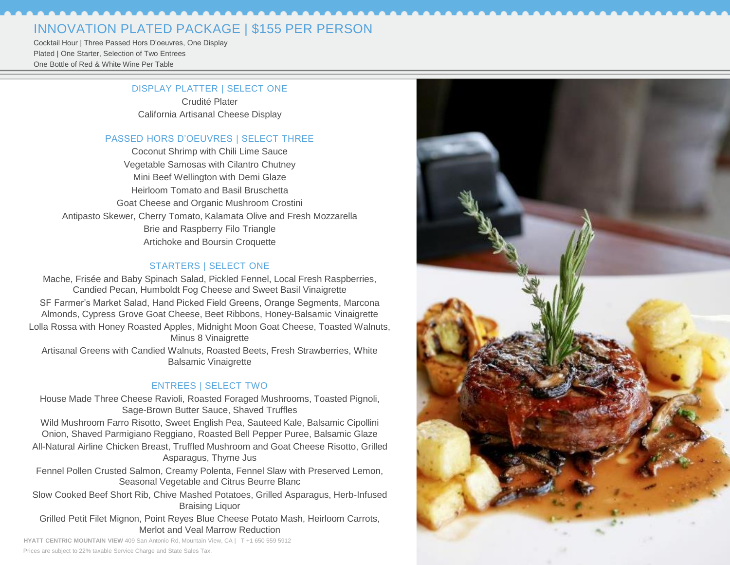# INNOVATION PLATED PACKAGE | $155 PER PERSON

Cocktail Hour | Three Passed Hors D'oeuvres, One Display
Plated | One Starter, Selection of Two Entrees
One Bottle of Red & White Wine Per Table

## DISPLAY PLATTER | SELECT ONE

Crudité Plater
California Artisanal Cheese Display

## PASSED HORS D'OEUVRES | SELECT THREE

Coconut Shrimp with Chili Lime Sauce
Vegetable Samosas with Cilantro Chutney
Mini Beef Wellington with Demi Glaze
Heirloom Tomato and Basil Bruschetta
Goat Cheese and Organic Mushroom Crostini
Antipasto Skewer, Cherry Tomato, Kalamata Olive and Fresh Mozzarella
Brie and Raspberry Filo Triangle
Artichoke and Boursin Croquette

## STARTERS | SELECT ONE

Mache, Frisée and Baby Spinach Salad, Pickled Fennel, Local Fresh Raspberries, Candied Pecan, Humboldt Fog Cheese and Sweet Basil Vinaigrette

SF Farmer's Market Salad, Hand Picked Field Greens, Orange Segments, Marcona Almonds, Cypress Grove Goat Cheese, Beet Ribbons, Honey-Balsamic Vinaigrette

Lolla Rossa with Honey Roasted Apples, Midnight Moon Goat Cheese, Toasted Walnuts, Minus 8 Vinaigrette

Artisanal Greens with Candied Walnuts, Roasted Beets, Fresh Strawberries, White Balsamic Vinaigrette

## ENTREES | SELECT TWO

House Made Three Cheese Ravioli, Roasted Foraged Mushrooms, Toasted Pignoli, Sage-Brown Butter Sauce, Shaved Truffles

Wild Mushroom Farro Risotto, Sweet English Pea, Sauteed Kale, Balsamic Cipollini Onion, Shaved Parmigiano Reggiano, Roasted Bell Pepper Puree, Balsamic Glaze

All-Natural Airline Chicken Breast, Truffled Mushroom and Goat Cheese Risotto, Grilled Asparagus, Thyme Jus

Fennel Pollen Crusted Salmon, Creamy Polenta, Fennel Slaw with Preserved Lemon, Seasonal Vegetable and Citrus Beurre Blanc

Slow Cooked Beef Short Rib, Chive Mashed Potatoes, Grilled Asparagus, Herb-Infused Braising Liquor

Grilled Petit Filet Mignon, Point Reyes Blue Cheese Potato Mash, Heirloom Carrots, Merlot and Veal Marrow Reduction

**HYATT CENTRIC MOUNTAIN VIEW** 409 San Antonio Rd, Mountain View, CA | T +1 650 559 5912

Prices are subject to 22% taxable Service Charge and State Sales Tax.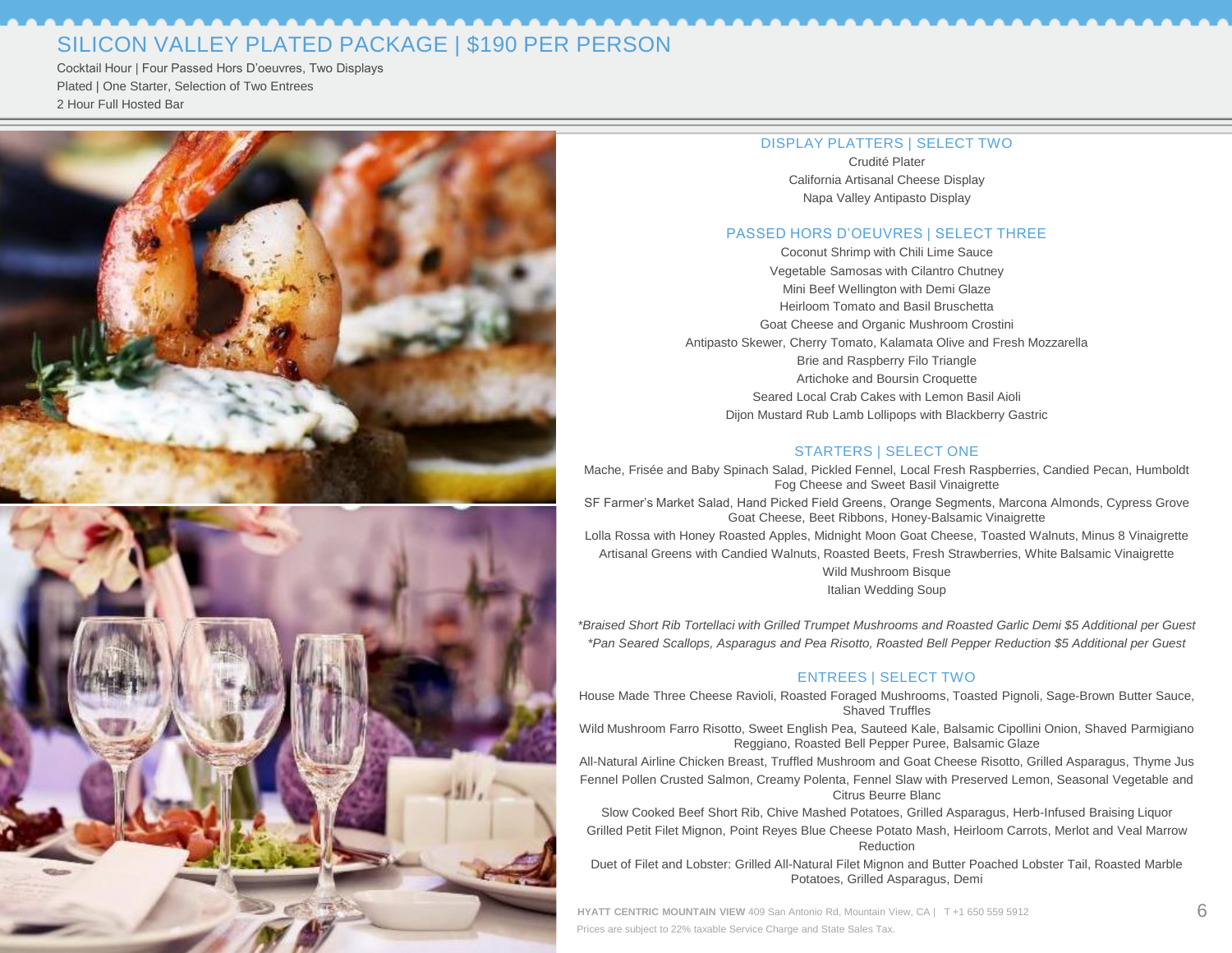# SILICON VALLEY PLATED PACKAGE | $190 PER PERSON

Cocktail Hour | Four Passed Hors D'oeuvres, Two Displays
Plated | One Starter, Selection of Two Entrees
2 Hour Full Hosted Bar

## DISPLAY PLATTERS | SELECT TWO

Crudité Plater
California Artisanal Cheese Display
Napa Valley Antipasto Display

## PASSED HORS D'OEUVRES | SELECT THREE

Coconut Shrimp with Chili Lime Sauce
Vegetable Samosas with Cilantro Chutney
Mini Beef Wellington with Demi Glaze
Heirloom Tomato and Basil Bruschetta
Goat Cheese and Organic Mushroom Crostini
Antipasto Skewer, Cherry Tomato, Kalamata Olive and Fresh Mozzarella
Brie and Raspberry Filo Triangle
Artichoke and Boursin Croquette
Seared Local Crab Cakes with Lemon Basil Aioli
Dijon Mustard Rub Lamb Lollipops with Blackberry Gastric

## STARTERS | SELECT ONE

Mache, Frisée and Baby Spinach Salad, Pickled Fennel, Local Fresh Raspberries, Candied Pecan, Humboldt Fog Cheese and Sweet Basil Vinaigrette
SF Farmer's Market Salad, Hand Picked Field Greens, Orange Segments, Marcona Almonds, Cypress Grove Goat Cheese, Beet Ribbons, Honey-Balsamic Vinaigrette
Lolla Rossa with Honey Roasted Apples, Midnight Moon Goat Cheese, Toasted Walnuts, Minus 8 Vinaigrette
Artisanal Greens with Candied Walnuts, Roasted Beets, Fresh Strawberries, White Balsamic Vinaigrette
Wild Mushroom Bisque
Italian Wedding Soup

*\*Braised Short Rib Tortellaci with Grilled Trumpet Mushrooms and Roasted Garlic Demi $5 Additional per Guest*
*\*Pan Seared Scallops, Asparagus and Pea Risotto, Roasted Bell Pepper Reduction $5 Additional per Guest*

## ENTREES | SELECT TWO

House Made Three Cheese Ravioli, Roasted Foraged Mushrooms, Toasted Pignoli, Sage-Brown Butter Sauce, Shaved Truffles
Wild Mushroom Farro Risotto, Sweet English Pea, Sauteed Kale, Balsamic Cipollini Onion, Shaved Parmigiano Reggiano, Roasted Bell Pepper Puree, Balsamic Glaze
All-Natural Airline Chicken Breast, Truffled Mushroom and Goat Cheese Risotto, Grilled Asparagus, Thyme Jus
Fennel Pollen Crusted Salmon, Creamy Polenta, Fennel Slaw with Preserved Lemon, Seasonal Vegetable and Citrus Beurre Blanc
Slow Cooked Beef Short Rib, Chive Mashed Potatoes, Grilled Asparagus, Herb-Infused Braising Liquor
Grilled Petit Filet Mignon, Point Reyes Blue Cheese Potato Mash, Heirloom Carrots, Merlot and Veal Marrow Reduction
Duet of Filet and Lobster: Grilled All-Natural Filet Mignon and Butter Poached Lobster Tail, Roasted Marble Potatoes, Grilled Asparagus, Demi

**HYATT CENTRIC MOUNTAIN VIEW** 409 San Antonio Rd, Mountain View, CA | T +1 650 559 5912
Prices are subject to 22% taxable Service Charge and State Sales Tax.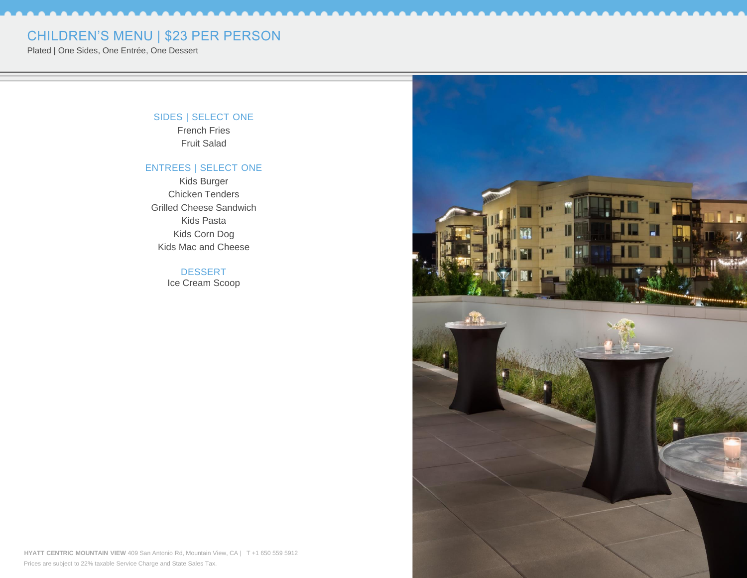# CHILDREN'S MENU | $23 PER PERSON

Plated | One Sides, One Entrée, One Dessert

## SIDES | SELECT ONE

French Fries
Fruit Salad

## ENTREES | SELECT ONE

Kids Burger
Chicken Tenders
Grilled Cheese Sandwich
Kids Pasta
Kids Corn Dog
Kids Mac and Cheese

## DESSERT

Ice Cream Scoop

**HYATT CENTRIC MOUNTAIN VIEW** 409 San Antonio Rd, Mountain View, CA | T +1 650 559 5912
Prices are subject to 22% taxable Service Charge and State Sales Tax.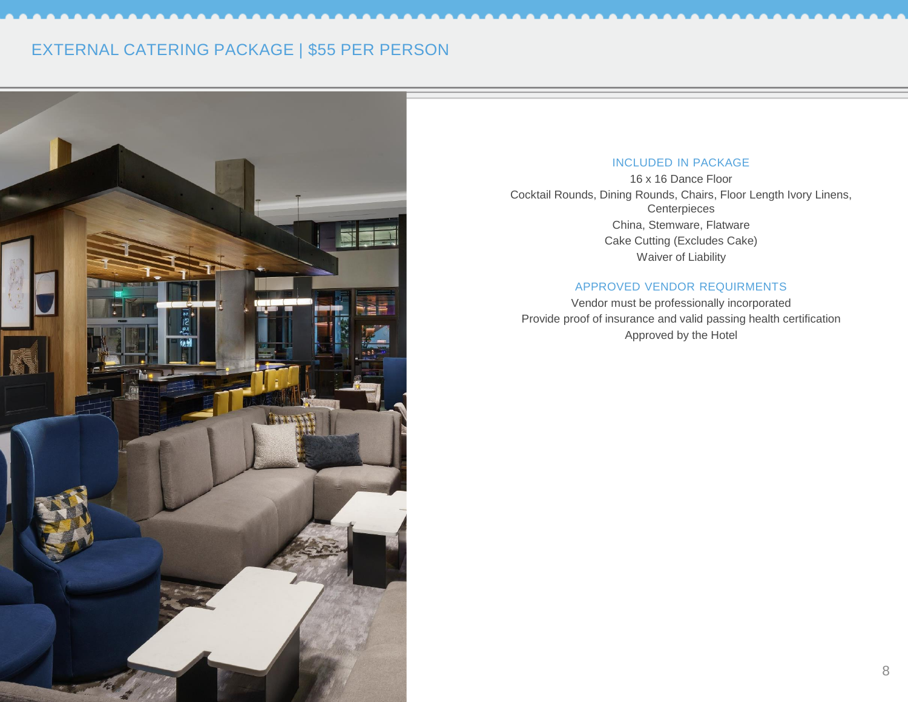# EXTERNAL CATERING PACKAGE | $55 PER PERSON

## INCLUDED IN PACKAGE

16 x 16 Dance Floor

Cocktail Rounds, Dining Rounds, Chairs, Floor Length Ivory Linens, Centerpieces

China, Stemware, Flatware

Cake Cutting (Excludes Cake)

Waiver of Liability

## APPROVED VENDOR REQUIRMENTS

Vendor must be professionally incorporated

Provide proof of insurance and valid passing health certification

Approved by the Hotel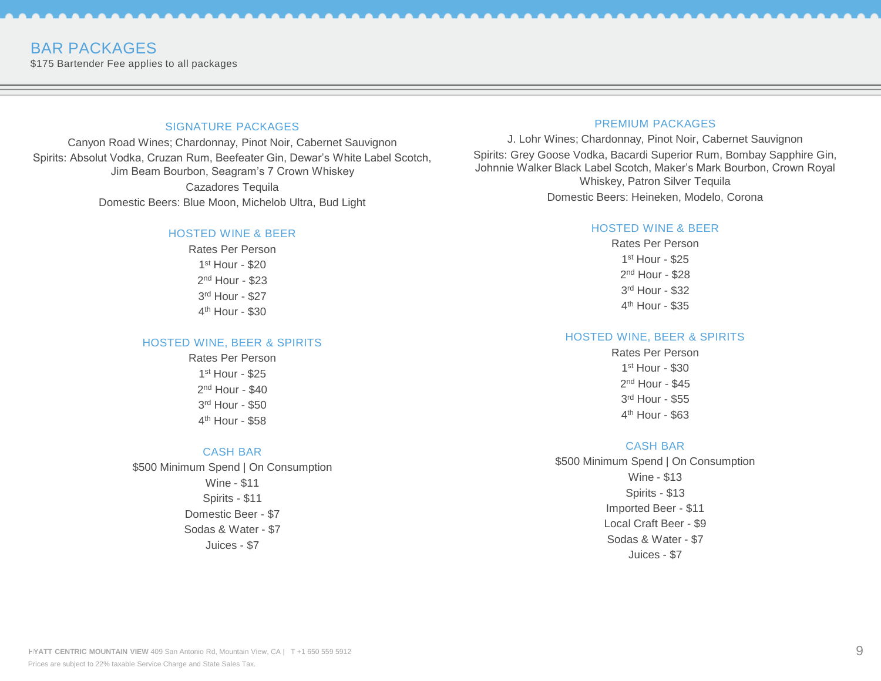# BAR PACKAGES

$175 Bartender Fee applies to all packages

## SIGNATURE PACKAGES

Canyon Road Wines; Chardonnay, Pinot Noir, Cabernet Sauvignon

Spirits: Absolut Vodka, Cruzan Rum, Beefeater Gin, Dewar's White Label Scotch, Jim Beam Bourbon, Seagram's 7 Crown Whiskey

Cazadores Tequila

Domestic Beers: Blue Moon, Michelob Ultra, Bud Light

### HOSTED WINE & BEER

Rates Per Person

1st Hour - $20

2nd Hour - $23

3rd Hour - $27

4th Hour - $30

### HOSTED WINE, BEER & SPIRITS

Rates Per Person

1st Hour - $25

2nd Hour - $40

3rd Hour - $50

4th Hour - $58

### CASH BAR

$500 Minimum Spend | On Consumption

Wine - $11

Spirits - $11

Domestic Beer - $7

Sodas & Water - $7

Juices - $7

## PREMIUM PACKAGES

J. Lohr Wines; Chardonnay, Pinot Noir, Cabernet Sauvignon

Spirits: Grey Goose Vodka, Bacardi Superior Rum, Bombay Sapphire Gin, Johnnie Walker Black Label Scotch, Maker's Mark Bourbon, Crown Royal Whiskey, Patron Silver Tequila

Domestic Beers: Heineken, Modelo, Corona

### HOSTED WINE & BEER

Rates Per Person

1st Hour - $25

2nd Hour - $28

3rd Hour - $32

4th Hour - $35

### HOSTED WINE, BEER & SPIRITS

Rates Per Person

1st Hour - $30

2nd Hour - $45

3rd Hour - $55

4th Hour - $63

### CASH BAR

$500 Minimum Spend | On Consumption

Wine - $13

Spirits - $13

Imported Beer - $11

Local Craft Beer - $9

Sodas & Water - $7

Juices - $7

Prices are subject to 22% taxable Service Charge and State Sales Tax.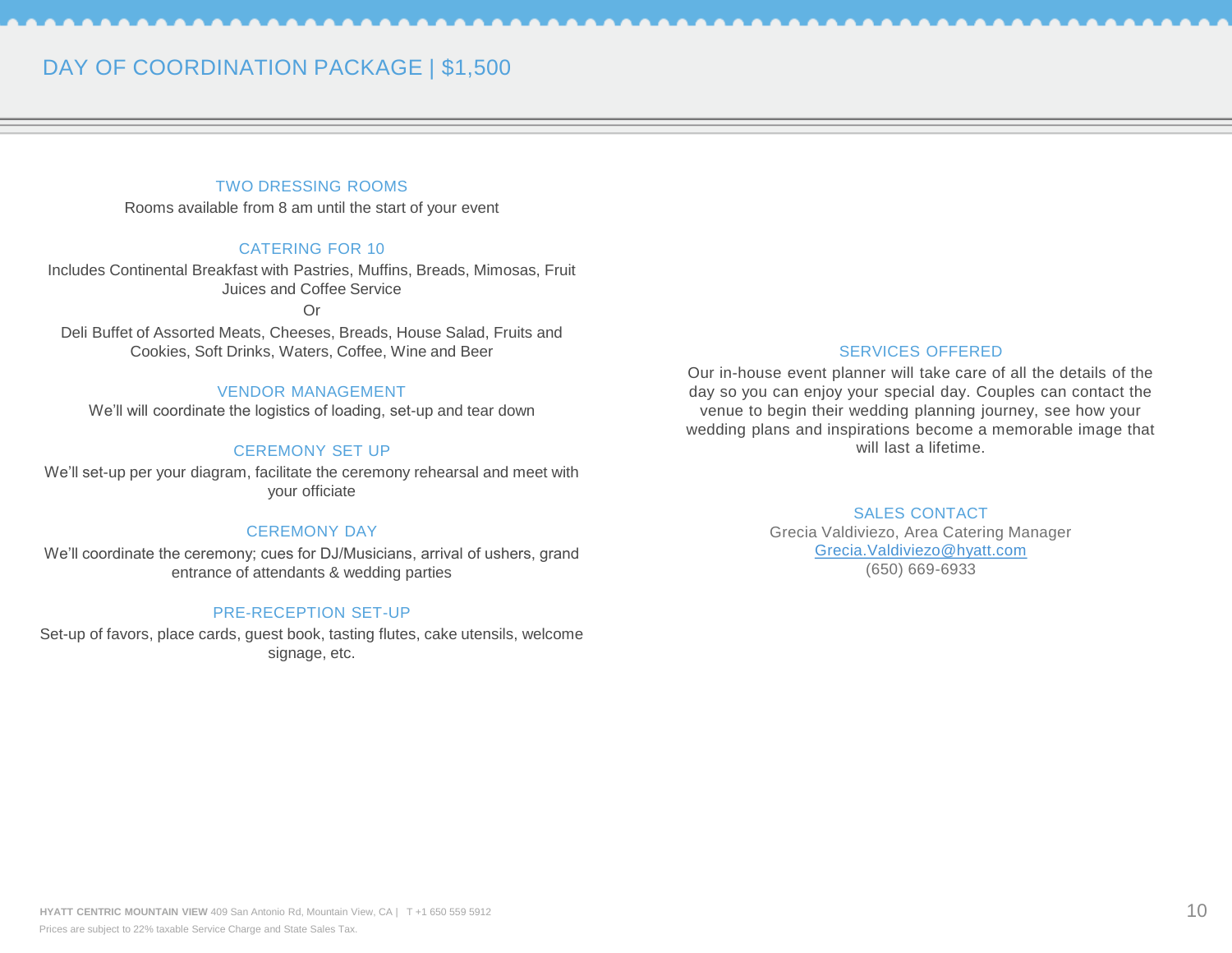# DAY OF COORDINATION PACKAGE | $1,500

### TWO DRESSING ROOMS

Rooms available from 8 am until the start of your event

### CATERING FOR 10

Includes Continental Breakfast with Pastries, Muffins, Breads, Mimosas, Fruit Juices and Coffee Service

Or

Deli Buffet of Assorted Meats, Cheeses, Breads, House Salad, Fruits and Cookies, Soft Drinks, Waters, Coffee, Wine and Beer

### VENDOR MANAGEMENT

We'll will coordinate the logistics of loading, set-up and tear down

### CEREMONY SET UP

We'll set-up per your diagram, facilitate the ceremony rehearsal and meet with your officiate

### CEREMONY DAY

We'll coordinate the ceremony; cues for DJ/Musicians, arrival of ushers, grand entrance of attendants & wedding parties

### PRE-RECEPTION SET-UP

Set-up of favors, place cards, guest book, tasting flutes, cake utensils, welcome signage, etc.

### SERVICES OFFERED

Our in-house event planner will take care of all the details of the day so you can enjoy your special day. Couples can contact the venue to begin their wedding planning journey, see how your wedding plans and inspirations become a memorable image that will last a lifetime.

### SALES CONTACT

Grecia Valdiviezo, Area Catering Manager
Grecia.Valdiviezo@hyatt.com
(650) 669-6933

**HYATT CENTRIC MOUNTAIN VIEW** 409 San Antonio Rd, Mountain View, CA | T +1 650 559 5912

Prices are subject to 22% taxable Service Charge and State Sales Tax.